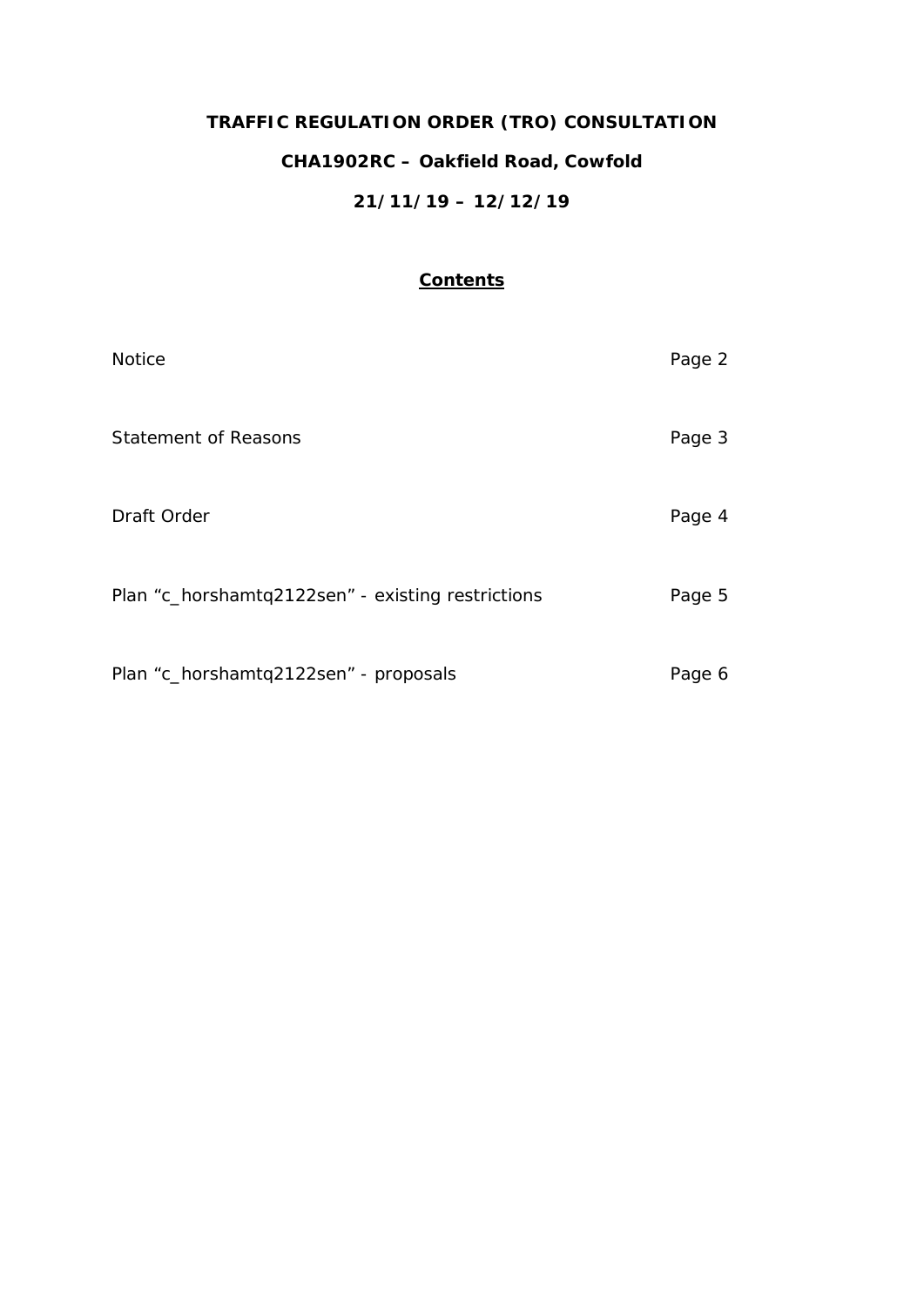# TRAFFIC REGULATION ORDER (TRO) CONSULTATION

## CHA1902RC – Oakfield Road, Cowfold

## 21/11/19 – 12/12/19

### **Contents**

| | |
|---|---|
| Notice | Page 2 |
| Statement of Reasons | Page 3 |
| Draft Order | Page 4 |
| Plan “c_horshamtq2122sen” - existing restrictions | Page 5 |
| Plan “c_horshamtq2122sen” - proposals | Page 6 |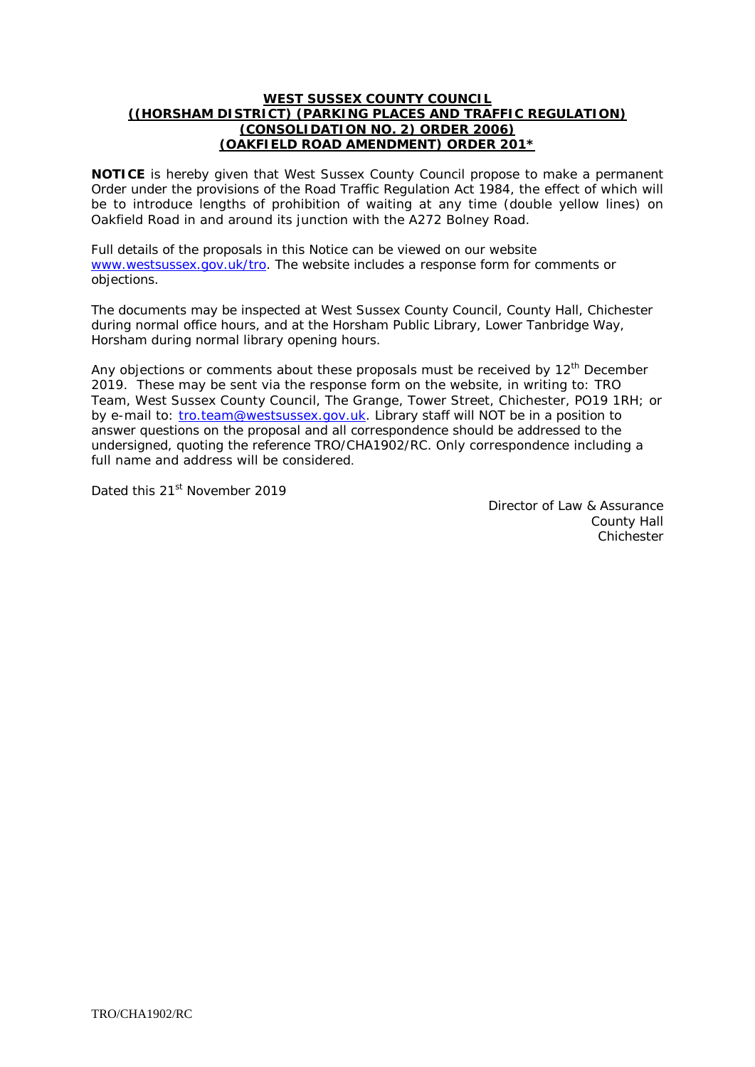**WEST SUSSEX COUNTY COUNCIL**
**((HORSHAM DISTRICT) (PARKING PLACES AND TRAFFIC REGULATION)**
**(CONSOLIDATION NO. 2) ORDER 2006)**
**(OAKFIELD ROAD AMENDMENT) ORDER 201*)**

**NOTICE** is hereby given that West Sussex County Council propose to make a permanent Order under the provisions of the Road Traffic Regulation Act 1984, the effect of which will be to introduce lengths of prohibition of waiting at any time (double yellow lines) on Oakfield Road in and around its junction with the A272 Bolney Road.

Full details of the proposals in this Notice can be viewed on our website www.westsussex.gov.uk/tro. The website includes a response form for comments or objections.

The documents may be inspected at West Sussex County Council, County Hall, Chichester during normal office hours, and at the Horsham Public Library, Lower Tanbridge Way, Horsham during normal library opening hours.

Any objections or comments about these proposals must be received by 12th December 2019. These may be sent via the response form on the website, in writing to: TRO Team, West Sussex County Council, The Grange, Tower Street, Chichester, PO19 1RH; or by e-mail to: tro.team@westsussex.gov.uk. Library staff will NOT be in a position to answer questions on the proposal and all correspondence should be addressed to the undersigned, quoting the reference TRO/CHA1902/RC. Only correspondence including a full name and address will be considered.

Dated this 21st November 2019

Director of Law & Assurance
County Hall
Chichester

TRO/CHA1902/RC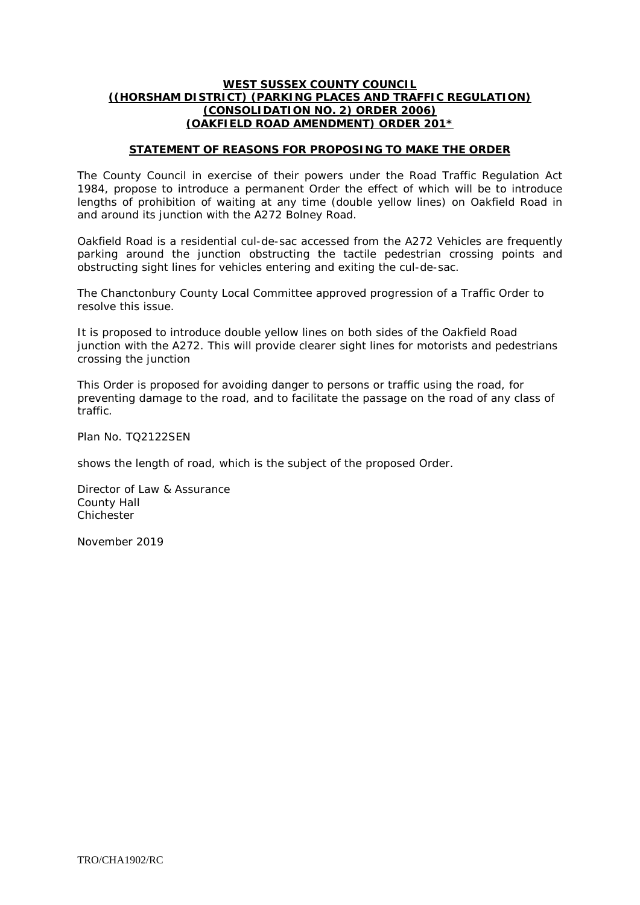**WEST SUSSEX COUNTY COUNCIL**
**((HORSHAM DISTRICT) (PARKING PLACES AND TRAFFIC REGULATION) (CONSOLIDATION NO. 2) ORDER 2006) (OAKFIELD ROAD AMENDMENT) ORDER 201***

**STATEMENT OF REASONS FOR PROPOSING TO MAKE THE ORDER**

The County Council in exercise of their powers under the Road Traffic Regulation Act 1984, propose to introduce a permanent Order the effect of which will be to introduce lengths of prohibition of waiting at any time (double yellow lines) on Oakfield Road in and around its junction with the A272 Bolney Road.

Oakfield Road is a residential cul-de-sac accessed from the A272 Vehicles are frequently parking around the junction obstructing the tactile pedestrian crossing points and obstructing sight lines for vehicles entering and exiting the cul-de-sac.

The Chanctonbury County Local Committee approved progression of a Traffic Order to resolve this issue.

It is proposed to introduce double yellow lines on both sides of the Oakfield Road junction with the A272. This will provide clearer sight lines for motorists and pedestrians crossing the junction

This Order is proposed for avoiding danger to persons or traffic using the road, for preventing damage to the road, and to facilitate the passage on the road of any class of traffic.

Plan No. TQ2122SEN

shows the length of road, which is the subject of the proposed Order.

Director of Law & Assurance
County Hall
Chichester

November 2019

TRO/CHA1902/RC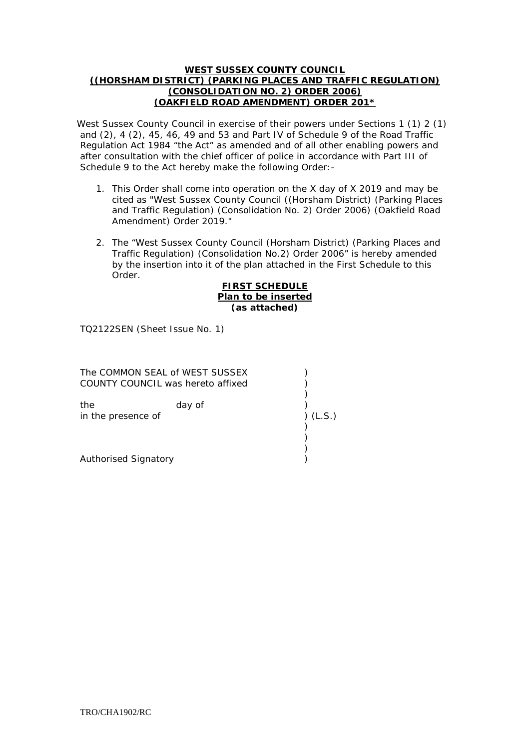**WEST SUSSEX COUNTY COUNCIL**
**((HORSHAM DISTRICT) (PARKING PLACES AND TRAFFIC REGULATION) (CONSOLIDATION NO. 2) ORDER 2006) (OAKFIELD ROAD AMENDMENT) ORDER 201***

West Sussex County Council in exercise of their powers under Sections 1 (1) 2 (1) and (2), 4 (2), 45, 46, 49 and 53 and Part IV of Schedule 9 of the Road Traffic Regulation Act 1984 "the Act" as amended and of all other enabling powers and after consultation with the chief officer of police in accordance with Part III of Schedule 9 to the Act hereby make the following Order:-

1. This Order shall come into operation on the X day of X 2019 and may be cited as "West Sussex County Council ((Horsham District) (Parking Places and Traffic Regulation) (Consolidation No. 2) Order 2006) (Oakfield Road Amendment) Order 2019."

2. The "West Sussex County Council (Horsham District) (Parking Places and Traffic Regulation) (Consolidation No.2) Order 2006" is hereby amended by the insertion into it of the plan attached in the First Schedule to this Order.

**FIRST SCHEDULE**
**Plan to be inserted**
**(as attached)**

TQ2122SEN (Sheet Issue No. 1)

The COMMON SEAL of WEST SUSSEX )
COUNTY COUNCIL was hereto affixed )
)
the day of )
in the presence of ) (L.S.)
)
)
)
Authorised Signatory )

TRO/CHA1902/RC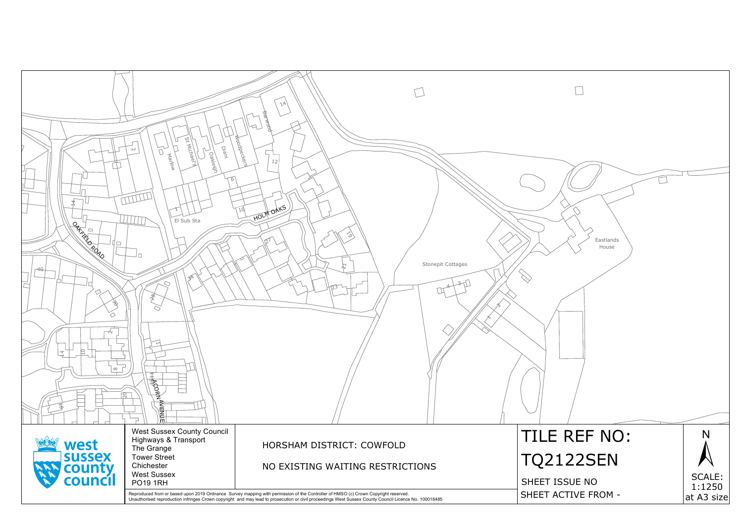West Sussex County Council
Highways & Transport
The Grange
Tower Street
Chichester
West Sussex
PO19 1RH

HORSHAM DISTRICT: COWFOLD

NO EXISTING WAITING RESTRICTIONS

# TILE REF NO:

# TQ2122SEN

SHEET ISSUE NO

SHEET ACTIVE FROM -

N

SCALE:
1:1250
at A3 size

Reproduced from or based upon 2019 Ordnance Survey mapping with permission of the Controller of HMSO (c) Crown Copyright reserved.
Unauthorised reproduction infringes Crown copyright and may lead to prosecution or civil proceedings West Sussex County Council Licence No. 100018485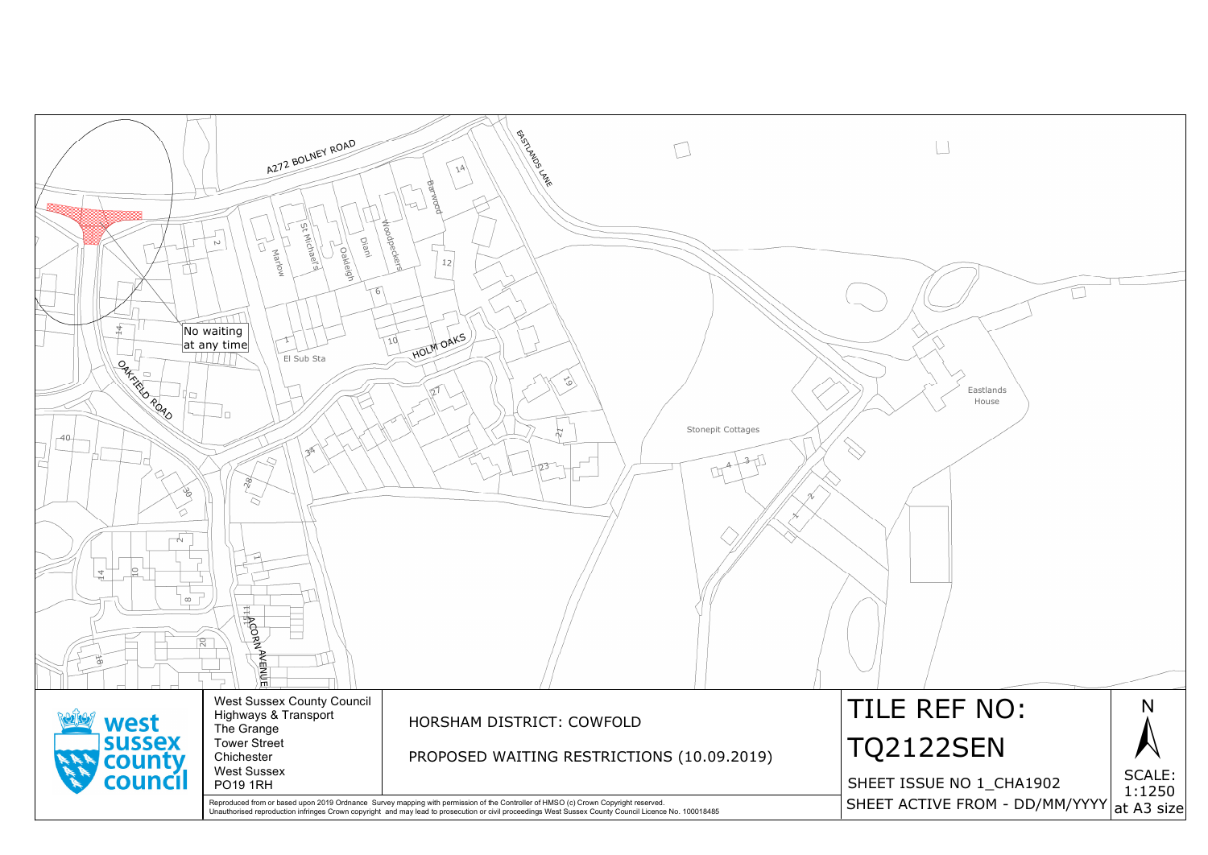A272 BOLNEY ROAD

EASTLANDS LANE

HOLM OAKS

OAKFIELD ROAD

ACORN AVENUE

Barwood

Woodpeckers

Diani

Oakleigh

St Michael's

Marlow

El Sub Sta

Stonepit Cottages

Eastlands House

No waiting at any time

West Sussex County Council
Highways & Transport
The Grange
Tower Street
Chichester
West Sussex
PO19 1RH

HORSHAM DISTRICT: COWFOLD

PROPOSED WAITING RESTRICTIONS (10.09.2019)

TILE REF NO:

TQ2122SEN

SHEET ISSUE NO 1_CHA1902

SHEET ACTIVE FROM - DD/MM/YYYY

N

SCALE: 1:1250 at A3 size

Reproduced from or based upon 2019 Ordnance Survey mapping with permission of the Controller of HMSO (c) Crown Copyright reserved.
Unauthorised reproduction infringes Crown copyright and may lead to prosecution or civil proceedings West Sussex County Council Licence No. 100018485